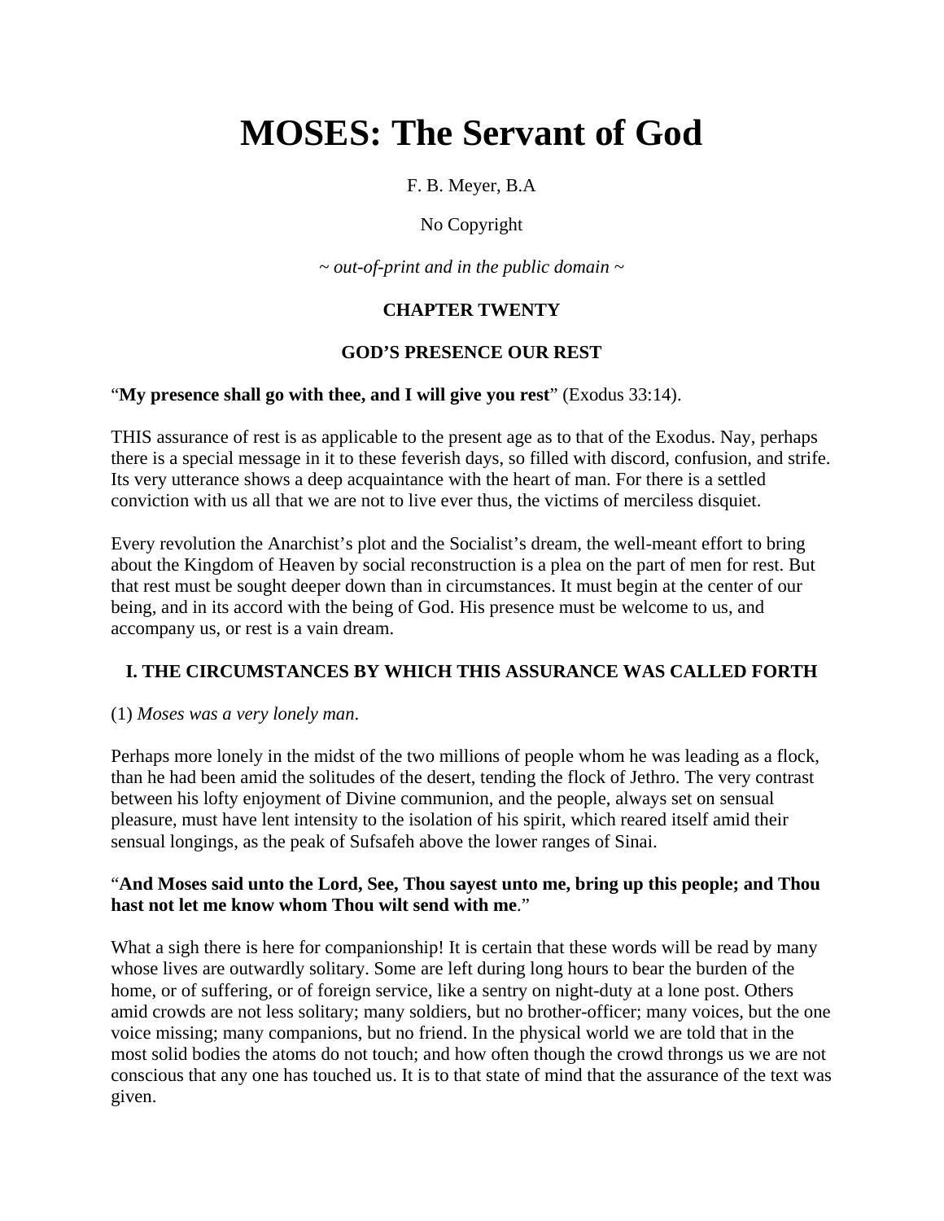# MOSES: The Servant of God

F. B. Meyer, B.A

No Copyright

~ *out-of-print and in the public domain* ~

### CHAPTER TWENTY

### GOD'S PRESENCE OUR REST

"**My presence shall go with thee, and I will give you rest**" (Exodus 33:14).

THIS assurance of rest is as applicable to the present age as to that of the Exodus. Nay, perhaps there is a special message in it to these feverish days, so filled with discord, confusion, and strife. Its very utterance shows a deep acquaintance with the heart of man. For there is a settled conviction with us all that we are not to live ever thus, the victims of merciless disquiet.

Every revolution the Anarchist's plot and the Socialist's dream, the well-meant effort to bring about the Kingdom of Heaven by social reconstruction is a plea on the part of men for rest. But that rest must be sought deeper down than in circumstances. It must begin at the center of our being, and in its accord with the being of God. His presence must be welcome to us, and accompany us, or rest is a vain dream.

#### I. THE CIRCUMSTANCES BY WHICH THIS ASSURANCE WAS CALLED FORTH

(1) *Moses was a very lonely man*.

Perhaps more lonely in the midst of the two millions of people whom he was leading as a flock, than he had been amid the solitudes of the desert, tending the flock of Jethro. The very contrast between his lofty enjoyment of Divine communion, and the people, always set on sensual pleasure, must have lent intensity to the isolation of his spirit, which reared itself amid their sensual longings, as the peak of Sufsafeh above the lower ranges of Sinai.

"**And Moses said unto the Lord, See, Thou sayest unto me, bring up this people; and Thou hast not let me know whom Thou wilt send with me**."

What a sigh there is here for companionship! It is certain that these words will be read by many whose lives are outwardly solitary. Some are left during long hours to bear the burden of the home, or of suffering, or of foreign service, like a sentry on night-duty at a lone post. Others amid crowds are not less solitary; many soldiers, but no brother-officer; many voices, but the one voice missing; many companions, but no friend. In the physical world we are told that in the most solid bodies the atoms do not touch; and how often though the crowd throngs us we are not conscious that any one has touched us. It is to that state of mind that the assurance of the text was given.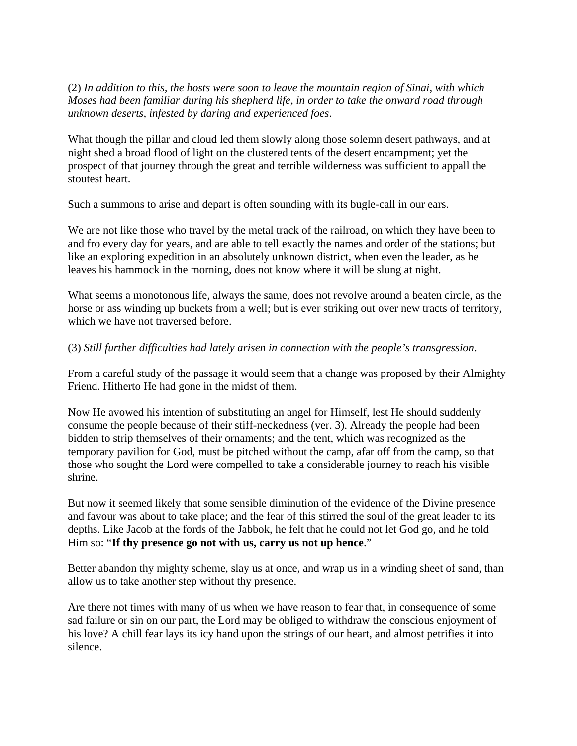(2) *In addition to this, the hosts were soon to leave the mountain region of Sinai, with which Moses had been familiar during his shepherd life, in order to take the onward road through unknown deserts, infested by daring and experienced foes*.

What though the pillar and cloud led them slowly along those solemn desert pathways, and at night shed a broad flood of light on the clustered tents of the desert encampment; yet the prospect of that journey through the great and terrible wilderness was sufficient to appall the stoutest heart.

Such a summons to arise and depart is often sounding with its bugle-call in our ears.

We are not like those who travel by the metal track of the railroad, on which they have been to and fro every day for years, and are able to tell exactly the names and order of the stations; but like an exploring expedition in an absolutely unknown district, when even the leader, as he leaves his hammock in the morning, does not know where it will be slung at night.

What seems a monotonous life, always the same, does not revolve around a beaten circle, as the horse or ass winding up buckets from a well; but is ever striking out over new tracts of territory, which we have not traversed before.

(3) *Still further difficulties had lately arisen in connection with the people's transgression*.

From a careful study of the passage it would seem that a change was proposed by their Almighty Friend. Hitherto He had gone in the midst of them.

Now He avowed his intention of substituting an angel for Himself, lest He should suddenly consume the people because of their stiff-neckedness (ver. 3). Already the people had been bidden to strip themselves of their ornaments; and the tent, which was recognized as the temporary pavilion for God, must be pitched without the camp, afar off from the camp, so that those who sought the Lord were compelled to take a considerable journey to reach his visible shrine.

But now it seemed likely that some sensible diminution of the evidence of the Divine presence and favour was about to take place; and the fear of this stirred the soul of the great leader to its depths. Like Jacob at the fords of the Jabbok, he felt that he could not let God go, and he told Him so: "**If thy presence go not with us, carry us not up hence**."

Better abandon thy mighty scheme, slay us at once, and wrap us in a winding sheet of sand, than allow us to take another step without thy presence.

Are there not times with many of us when we have reason to fear that, in consequence of some sad failure or sin on our part, the Lord may be obliged to withdraw the conscious enjoyment of his love? A chill fear lays its icy hand upon the strings of our heart, and almost petrifies it into silence.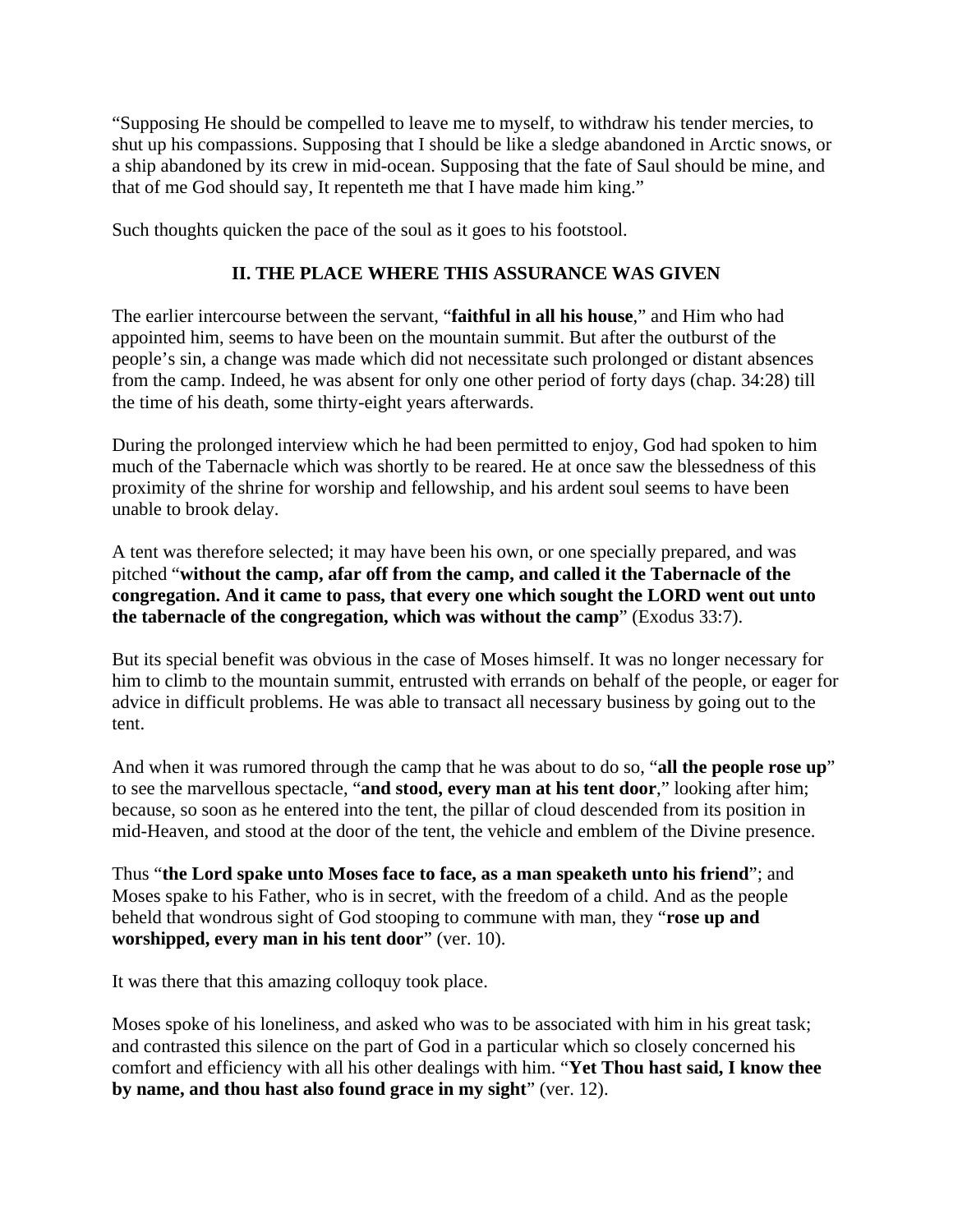"Supposing He should be compelled to leave me to myself, to withdraw his tender mercies, to shut up his compassions. Supposing that I should be like a sledge abandoned in Arctic snows, or a ship abandoned by its crew in mid-ocean. Supposing that the fate of Saul should be mine, and that of me God should say, It repenteth me that I have made him king."

Such thoughts quicken the pace of the soul as it goes to his footstool.

## II. THE PLACE WHERE THIS ASSURANCE WAS GIVEN

The earlier intercourse between the servant, "**faithful in all his house**," and Him who had appointed him, seems to have been on the mountain summit. But after the outburst of the people's sin, a change was made which did not necessitate such prolonged or distant absences from the camp. Indeed, he was absent for only one other period of forty days (chap. 34:28) till the time of his death, some thirty-eight years afterwards.

During the prolonged interview which he had been permitted to enjoy, God had spoken to him much of the Tabernacle which was shortly to be reared. He at once saw the blessedness of this proximity of the shrine for worship and fellowship, and his ardent soul seems to have been unable to brook delay.

A tent was therefore selected; it may have been his own, or one specially prepared, and was pitched "**without the camp, afar off from the camp, and called it the Tabernacle of the congregation. And it came to pass, that every one which sought the LORD went out unto the tabernacle of the congregation, which was without the camp**" (Exodus 33:7).

But its special benefit was obvious in the case of Moses himself. It was no longer necessary for him to climb to the mountain summit, entrusted with errands on behalf of the people, or eager for advice in difficult problems. He was able to transact all necessary business by going out to the tent.

And when it was rumored through the camp that he was about to do so, "**all the people rose up**" to see the marvellous spectacle, "**and stood, every man at his tent door**," looking after him; because, so soon as he entered into the tent, the pillar of cloud descended from its position in mid-Heaven, and stood at the door of the tent, the vehicle and emblem of the Divine presence.

Thus "**the Lord spake unto Moses face to face, as a man speaketh unto his friend**"; and Moses spake to his Father, who is in secret, with the freedom of a child. And as the people beheld that wondrous sight of God stooping to commune with man, they "**rose up and worshipped, every man in his tent door**" (ver. 10).

It was there that this amazing colloquy took place.

Moses spoke of his loneliness, and asked who was to be associated with him in his great task; and contrasted this silence on the part of God in a particular which so closely concerned his comfort and efficiency with all his other dealings with him. "**Yet Thou hast said, I know thee by name, and thou hast also found grace in my sight**" (ver. 12).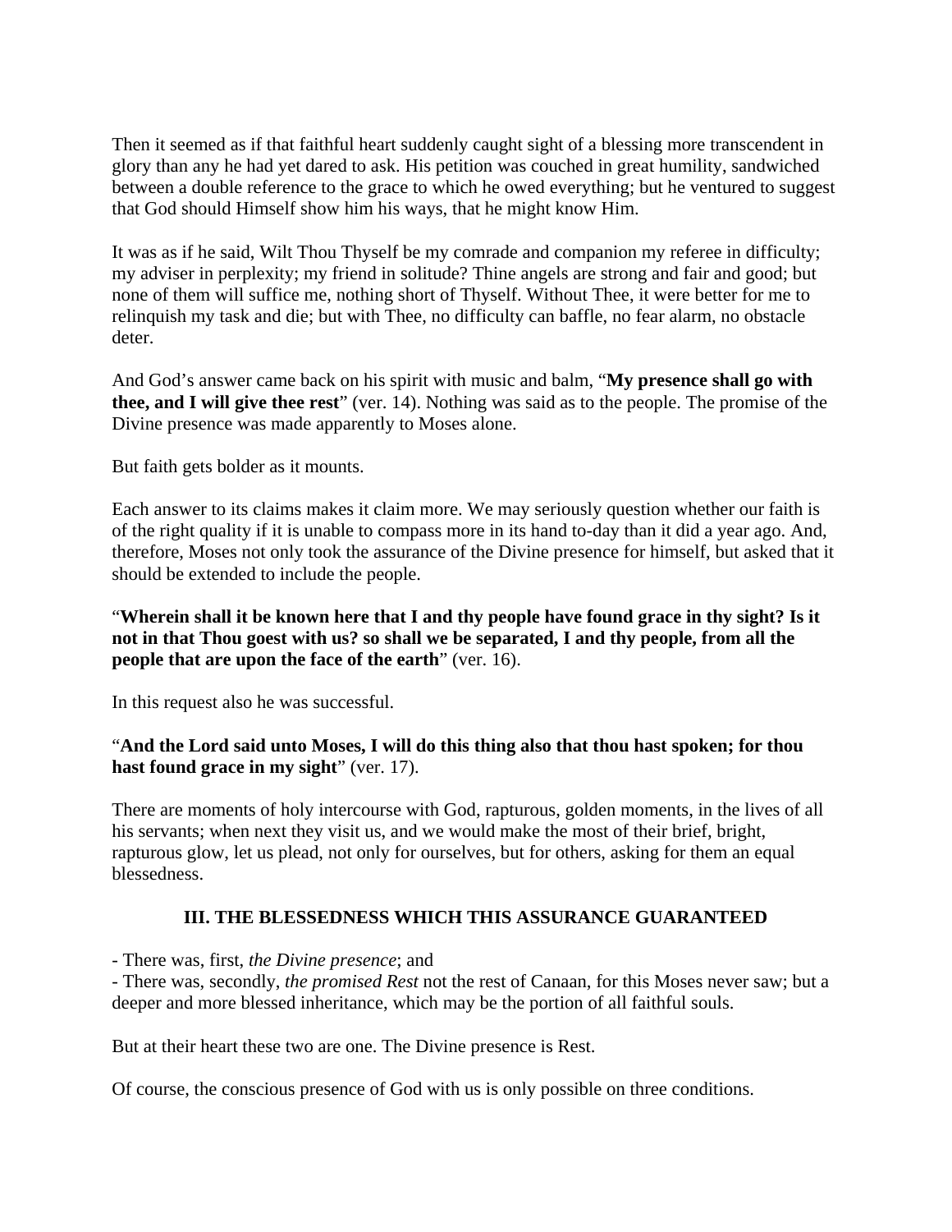Then it seemed as if that faithful heart suddenly caught sight of a blessing more transcendent in glory than any he had yet dared to ask. His petition was couched in great humility, sandwiched between a double reference to the grace to which he owed everything; but he ventured to suggest that God should Himself show him his ways, that he might know Him.

It was as if he said, Wilt Thou Thyself be my comrade and companion my referee in difficulty; my adviser in perplexity; my friend in solitude? Thine angels are strong and fair and good; but none of them will suffice me, nothing short of Thyself. Without Thee, it were better for me to relinquish my task and die; but with Thee, no difficulty can baffle, no fear alarm, no obstacle deter.

And God's answer came back on his spirit with music and balm, "**My presence shall go with thee, and I will give thee rest**" (ver. 14). Nothing was said as to the people. The promise of the Divine presence was made apparently to Moses alone.

But faith gets bolder as it mounts.

Each answer to its claims makes it claim more. We may seriously question whether our faith is of the right quality if it is unable to compass more in its hand to-day than it did a year ago. And, therefore, Moses not only took the assurance of the Divine presence for himself, but asked that it should be extended to include the people.

"**Wherein shall it be known here that I and thy people have found grace in thy sight? Is it not in that Thou goest with us? so shall we be separated, I and thy people, from all the people that are upon the face of the earth**" (ver. 16).

In this request also he was successful.

"**And the Lord said unto Moses, I will do this thing also that thou hast spoken; for thou hast found grace in my sight**" (ver. 17).

There are moments of holy intercourse with God, rapturous, golden moments, in the lives of all his servants; when next they visit us, and we would make the most of their brief, bright, rapturous glow, let us plead, not only for ourselves, but for others, asking for them an equal blessedness.

### III. THE BLESSEDNESS WHICH THIS ASSURANCE GUARANTEED

- There was, first, *the Divine presence*; and
- There was, secondly, *the promised Rest* not the rest of Canaan, for this Moses never saw; but a deeper and more blessed inheritance, which may be the portion of all faithful souls.

But at their heart these two are one. The Divine presence is Rest.

Of course, the conscious presence of God with us is only possible on three conditions.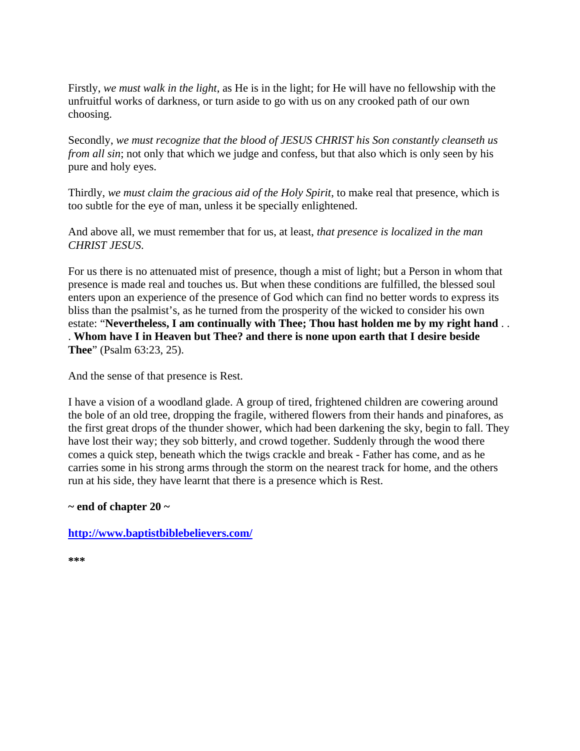Firstly, *we must walk in the light,* as He is in the light; for He will have no fellowship with the unfruitful works of darkness, or turn aside to go with us on any crooked path of our own choosing.

Secondly, *we must recognize that the blood of JESUS CHRIST his Son constantly cleanseth us from all sin*; not only that which we judge and confess, but that also which is only seen by his pure and holy eyes.

Thirdly, *we must claim the gracious aid of the Holy Spirit,* to make real that presence, which is too subtle for the eye of man, unless it be specially enlightened.

And above all, we must remember that for us, at least, *that presence is localized in the man CHRIST JESUS.*

For us there is no attenuated mist of presence, though a mist of light; but a Person in whom that presence is made real and touches us. But when these conditions are fulfilled, the blessed soul enters upon an experience of the presence of God which can find no better words to express its bliss than the psalmist's, as he turned from the prosperity of the wicked to consider his own estate: "**Nevertheless, I am continually with Thee; Thou hast holden me by my right hand** . . . **Whom have I in Heaven but Thee? and there is none upon earth that I desire beside Thee**" (Psalm 63:23, 25).

And the sense of that presence is Rest.

I have a vision of a woodland glade. A group of tired, frightened children are cowering around the bole of an old tree, dropping the fragile, withered flowers from their hands and pinafores, as the first great drops of the thunder shower, which had been darkening the sky, begin to fall. They have lost their way; they sob bitterly, and crowd together. Suddenly through the wood there comes a quick step, beneath which the twigs crackle and break - Father has come, and as he carries some in his strong arms through the storm on the nearest track for home, and the others run at his side, they have learnt that there is a presence which is Rest.

**~ end of chapter 20 ~**

**http://www.baptistbiblebelievers.com/**

*****